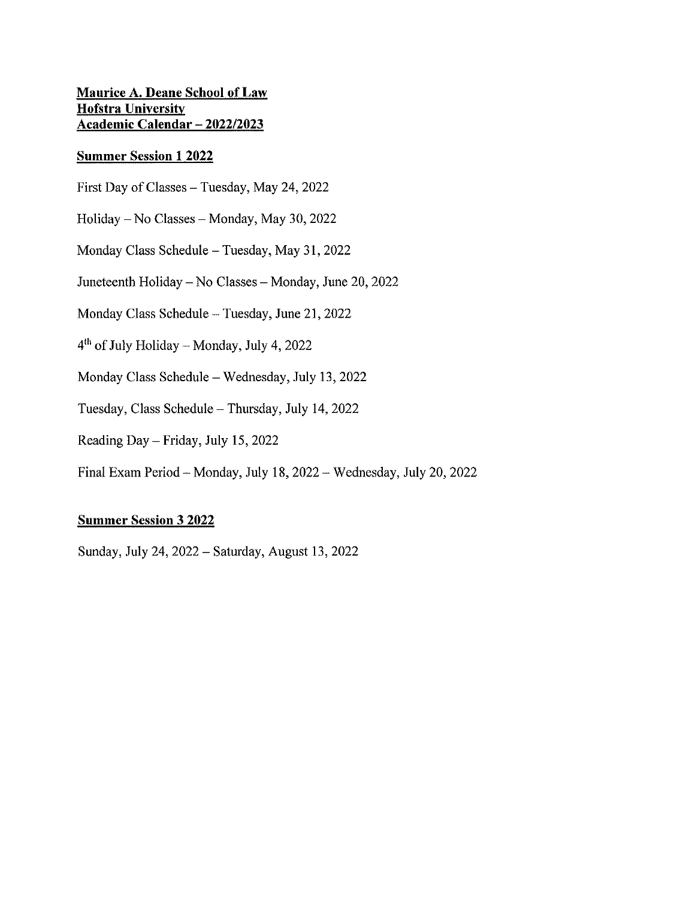**Maurice A. Deane School of Law**
**Hofstra University**
**Academic Calendar – 2022/2023**

## Summer Session 1 2022

First Day of Classes – Tuesday, May 24, 2022

Holiday – No Classes – Monday, May 30, 2022

Monday Class Schedule – Tuesday, May 31, 2022

Juneteenth Holiday – No Classes – Monday, June 20, 2022

Monday Class Schedule – Tuesday, June 21, 2022

4th of July Holiday – Monday, July 4, 2022

Monday Class Schedule – Wednesday, July 13, 2022

Tuesday, Class Schedule – Thursday, July 14, 2022

Reading Day – Friday, July 15, 2022

Final Exam Period – Monday, July 18, 2022 – Wednesday, July 20, 2022

## Summer Session 3 2022

Sunday, July 24, 2022 – Saturday, August 13, 2022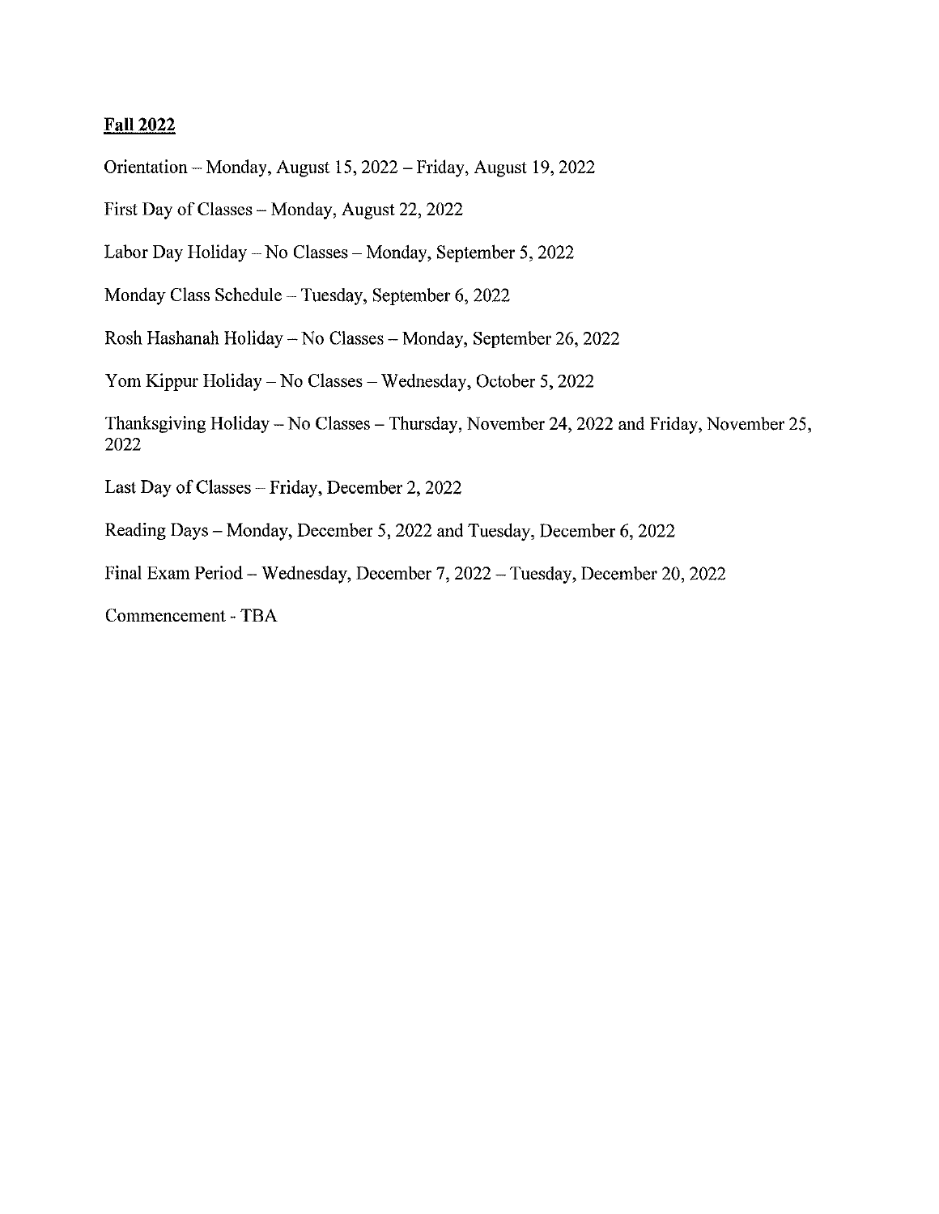**Fall 2022**

Orientation – Monday, August 15, 2022 – Friday, August 19, 2022

First Day of Classes – Monday, August 22, 2022

Labor Day Holiday – No Classes – Monday, September 5, 2022

Monday Class Schedule – Tuesday, September 6, 2022

Rosh Hashanah Holiday – No Classes – Monday, September 26, 2022

Yom Kippur Holiday – No Classes – Wednesday, October 5, 2022

Thanksgiving Holiday – No Classes – Thursday, November 24, 2022 and Friday, November 25, 2022

Last Day of Classes – Friday, December 2, 2022

Reading Days – Monday, December 5, 2022 and Tuesday, December 6, 2022

Final Exam Period – Wednesday, December 7, 2022 – Tuesday, December 20, 2022

Commencement - TBA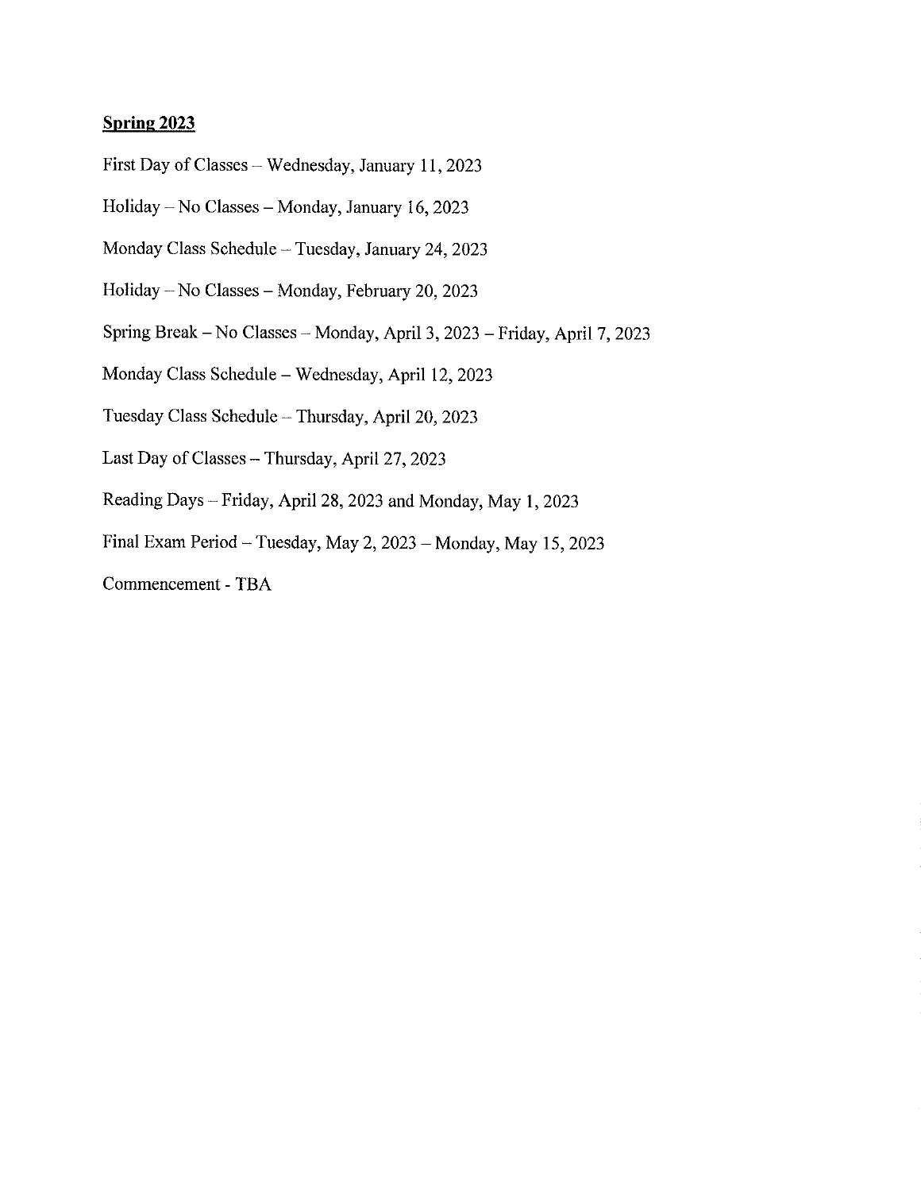**Spring 2023**

First Day of Classes – Wednesday, January 11, 2023

Holiday – No Classes – Monday, January 16, 2023

Monday Class Schedule – Tuesday, January 24, 2023

Holiday – No Classes – Monday, February 20, 2023

Spring Break – No Classes – Monday, April 3, 2023 – Friday, April 7, 2023

Monday Class Schedule – Wednesday, April 12, 2023

Tuesday Class Schedule – Thursday, April 20, 2023

Last Day of Classes – Thursday, April 27, 2023

Reading Days – Friday, April 28, 2023 and Monday, May 1, 2023

Final Exam Period – Tuesday, May 2, 2023 – Monday, May 15, 2023

Commencement - TBA